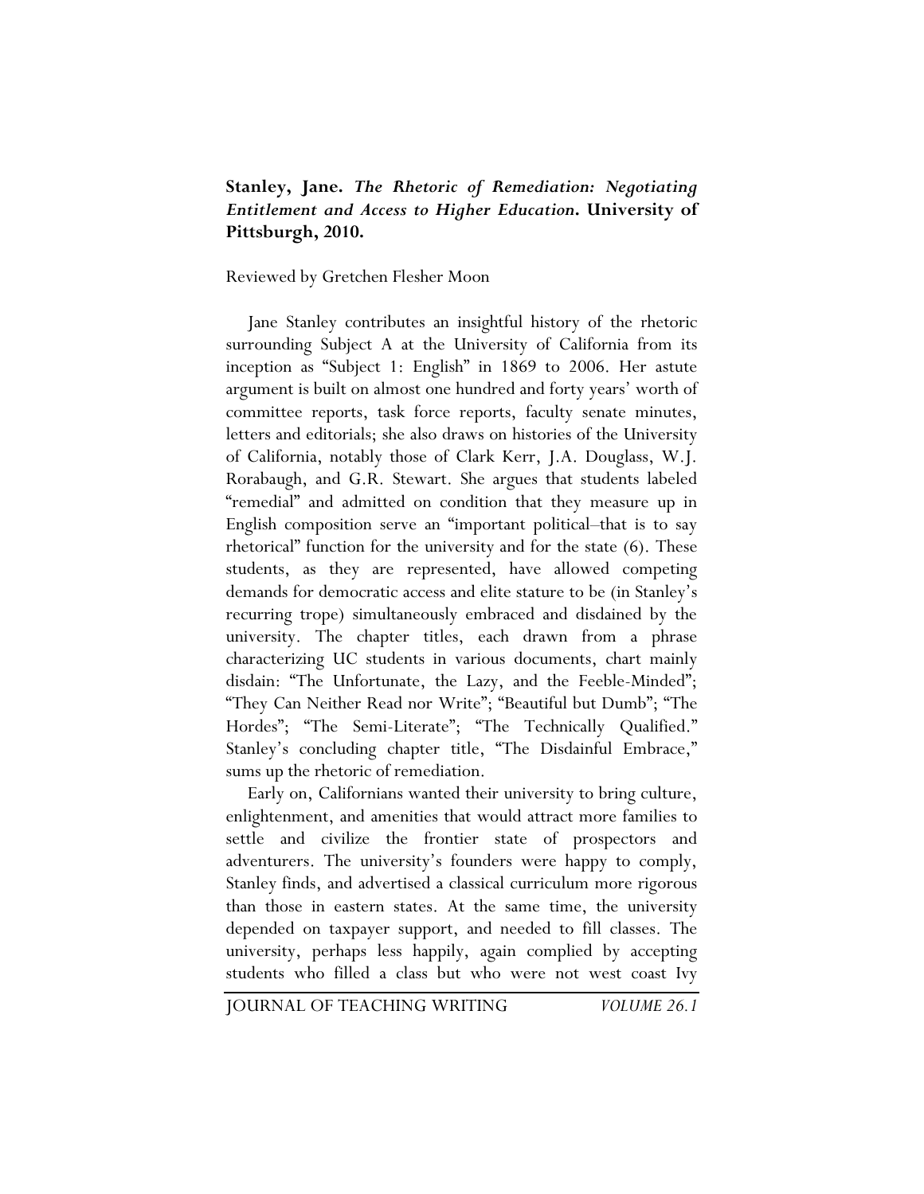**Stanley, Jane.** ***The Rhetoric of Remediation: Negotiating Entitlement and Access to Higher Education*****. University of Pittsburgh, 2010.**

Reviewed by Gretchen Flesher Moon

Jane Stanley contributes an insightful history of the rhetoric surrounding Subject A at the University of California from its inception as "Subject 1: English" in 1869 to 2006. Her astute argument is built on almost one hundred and forty years' worth of committee reports, task force reports, faculty senate minutes, letters and editorials; she also draws on histories of the University of California, notably those of Clark Kerr, J.A. Douglass, W.J. Rorabaugh, and G.R. Stewart. She argues that students labeled "remedial" and admitted on condition that they measure up in English composition serve an "important political–that is to say rhetorical" function for the university and for the state (6). These students, as they are represented, have allowed competing demands for democratic access and elite stature to be (in Stanley's recurring trope) simultaneously embraced and disdained by the university. The chapter titles, each drawn from a phrase characterizing UC students in various documents, chart mainly disdain: "The Unfortunate, the Lazy, and the Feeble-Minded"; "They Can Neither Read nor Write"; "Beautiful but Dumb"; "The Hordes"; "The Semi-Literate"; "The Technically Qualified." Stanley's concluding chapter title, "The Disdainful Embrace," sums up the rhetoric of remediation.

Early on, Californians wanted their university to bring culture, enlightenment, and amenities that would attract more families to settle and civilize the frontier state of prospectors and adventurers. The university's founders were happy to comply, Stanley finds, and advertised a classical curriculum more rigorous than those in eastern states. At the same time, the university depended on taxpayer support, and needed to fill classes. The university, perhaps less happily, again complied by accepting students who filled a class but who were not west coast Ivy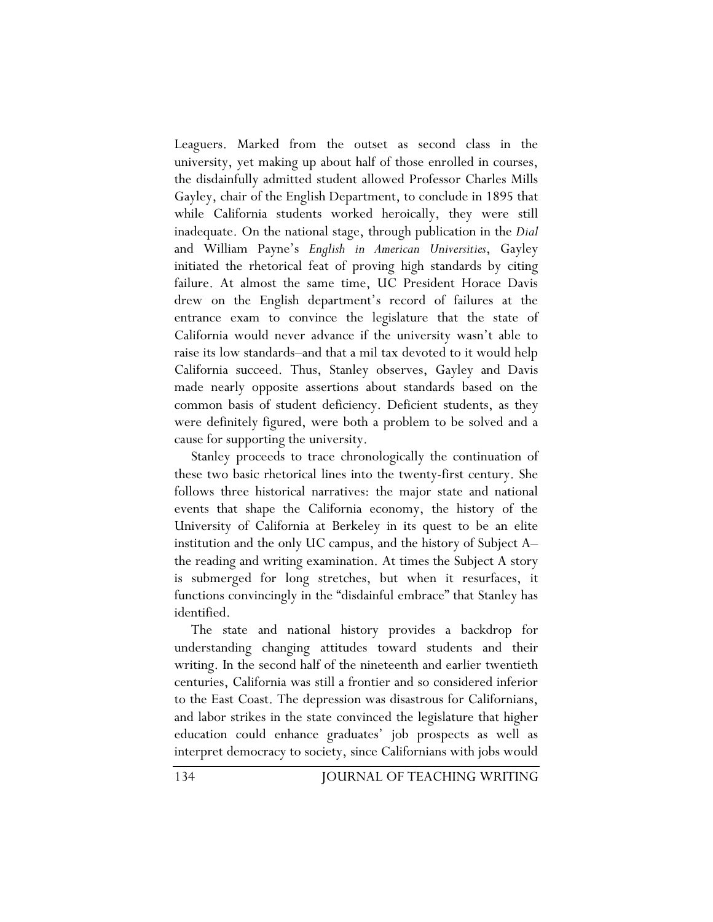Leaguers. Marked from the outset as second class in the university, yet making up about half of those enrolled in courses, the disdainfully admitted student allowed Professor Charles Mills Gayley, chair of the English Department, to conclude in 1895 that while California students worked heroically, they were still inadequate. On the national stage, through publication in the *Dial* and William Payne's *English in American Universities*, Gayley initiated the rhetorical feat of proving high standards by citing failure. At almost the same time, UC President Horace Davis drew on the English department's record of failures at the entrance exam to convince the legislature that the state of California would never advance if the university wasn't able to raise its low standards–and that a mil tax devoted to it would help California succeed. Thus, Stanley observes, Gayley and Davis made nearly opposite assertions about standards based on the common basis of student deficiency. Deficient students, as they were definitely figured, were both a problem to be solved and a cause for supporting the university.

Stanley proceeds to trace chronologically the continuation of these two basic rhetorical lines into the twenty-first century. She follows three historical narratives: the major state and national events that shape the California economy, the history of the University of California at Berkeley in its quest to be an elite institution and the only UC campus, and the history of Subject A–the reading and writing examination. At times the Subject A story is submerged for long stretches, but when it resurfaces, it functions convincingly in the "disdainful embrace" that Stanley has identified.

The state and national history provides a backdrop for understanding changing attitudes toward students and their writing. In the second half of the nineteenth and earlier twentieth centuries, California was still a frontier and so considered inferior to the East Coast. The depression was disastrous for Californians, and labor strikes in the state convinced the legislature that higher education could enhance graduates' job prospects as well as interpret democracy to society, since Californians with jobs would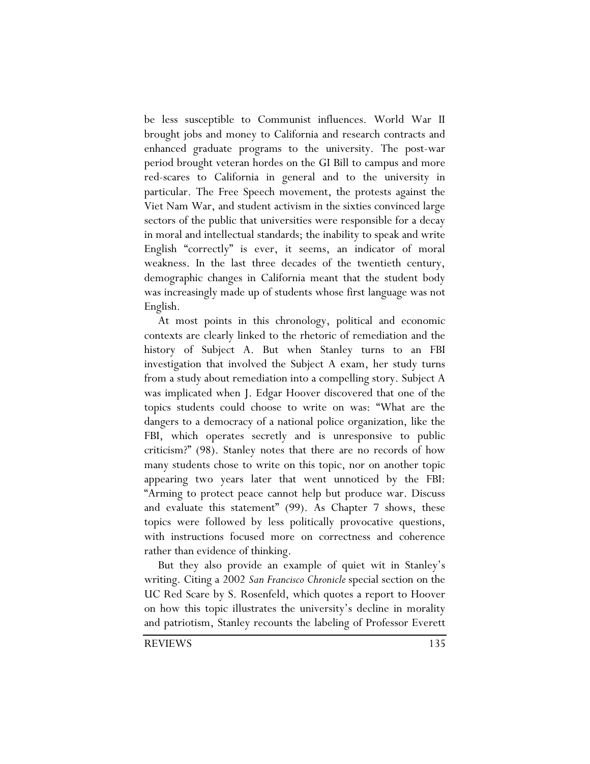be less susceptible to Communist influences. World War II brought jobs and money to California and research contracts and enhanced graduate programs to the university. The post-war period brought veteran hordes on the GI Bill to campus and more red-scares to California in general and to the university in particular. The Free Speech movement, the protests against the Viet Nam War, and student activism in the sixties convinced large sectors of the public that universities were responsible for a decay in moral and intellectual standards; the inability to speak and write English "correctly" is ever, it seems, an indicator of moral weakness. In the last three decades of the twentieth century, demographic changes in California meant that the student body was increasingly made up of students whose first language was not English.

At most points in this chronology, political and economic contexts are clearly linked to the rhetoric of remediation and the history of Subject A. But when Stanley turns to an FBI investigation that involved the Subject A exam, her study turns from a study about remediation into a compelling story. Subject A was implicated when J. Edgar Hoover discovered that one of the topics students could choose to write on was: "What are the dangers to a democracy of a national police organization, like the FBI, which operates secretly and is unresponsive to public criticism?" (98). Stanley notes that there are no records of how many students chose to write on this topic, nor on another topic appearing two years later that went unnoticed by the FBI: "Arming to protect peace cannot help but produce war. Discuss and evaluate this statement" (99). As Chapter 7 shows, these topics were followed by less politically provocative questions, with instructions focused more on correctness and coherence rather than evidence of thinking.

But they also provide an example of quiet wit in Stanley's writing. Citing a 2002 *San Francisco Chronicle* special section on the UC Red Scare by S. Rosenfeld, which quotes a report to Hoover on how this topic illustrates the university's decline in morality and patriotism, Stanley recounts the labeling of Professor Everett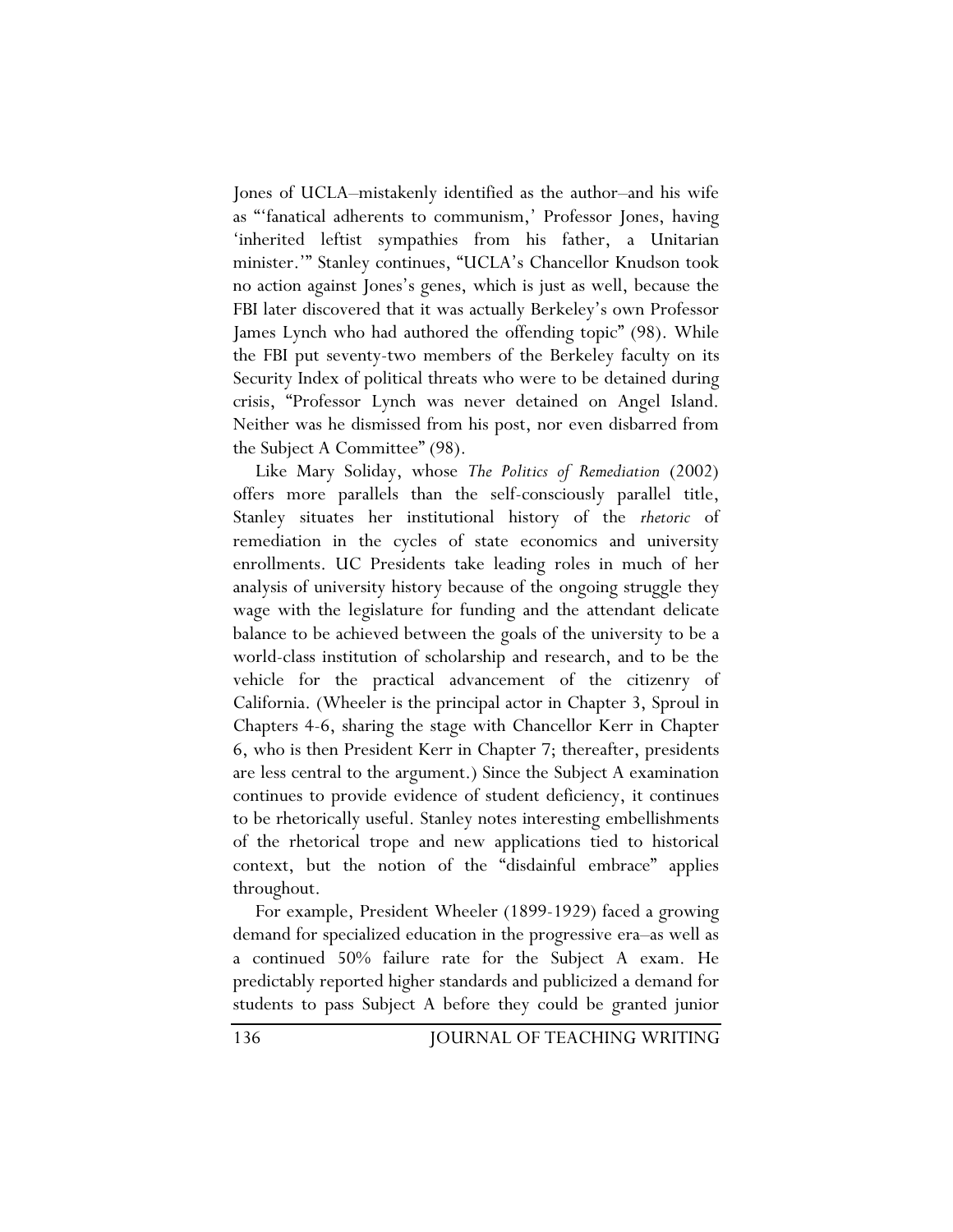Jones of UCLA–mistakenly identified as the author–and his wife as "'fanatical adherents to communism,' Professor Jones, having 'inherited leftist sympathies from his father, a Unitarian minister.'" Stanley continues, "UCLA's Chancellor Knudson took no action against Jones's genes, which is just as well, because the FBI later discovered that it was actually Berkeley's own Professor James Lynch who had authored the offending topic" (98). While the FBI put seventy-two members of the Berkeley faculty on its Security Index of political threats who were to be detained during crisis, "Professor Lynch was never detained on Angel Island. Neither was he dismissed from his post, nor even disbarred from the Subject A Committee" (98).

Like Mary Soliday, whose *The Politics of Remediation* (2002) offers more parallels than the self-consciously parallel title, Stanley situates her institutional history of the *rhetoric* of remediation in the cycles of state economics and university enrollments. UC Presidents take leading roles in much of her analysis of university history because of the ongoing struggle they wage with the legislature for funding and the attendant delicate balance to be achieved between the goals of the university to be a world-class institution of scholarship and research, and to be the vehicle for the practical advancement of the citizenry of California. (Wheeler is the principal actor in Chapter 3, Sproul in Chapters 4-6, sharing the stage with Chancellor Kerr in Chapter 6, who is then President Kerr in Chapter 7; thereafter, presidents are less central to the argument.) Since the Subject A examination continues to provide evidence of student deficiency, it continues to be rhetorically useful. Stanley notes interesting embellishments of the rhetorical trope and new applications tied to historical context, but the notion of the "disdainful embrace" applies throughout.

For example, President Wheeler (1899-1929) faced a growing demand for specialized education in the progressive era–as well as a continued 50% failure rate for the Subject A exam. He predictably reported higher standards and publicized a demand for students to pass Subject A before they could be granted junior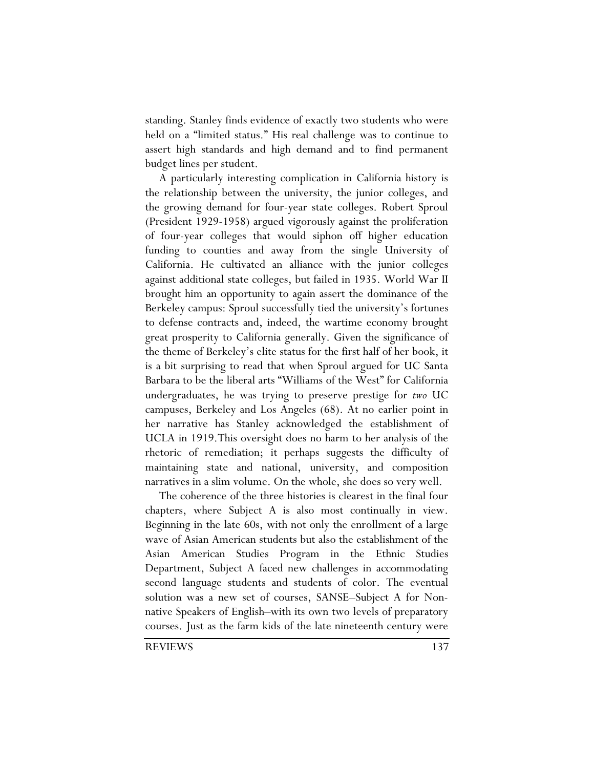standing. Stanley finds evidence of exactly two students who were held on a "limited status." His real challenge was to continue to assert high standards and high demand and to find permanent budget lines per student.

A particularly interesting complication in California history is the relationship between the university, the junior colleges, and the growing demand for four-year state colleges. Robert Sproul (President 1929-1958) argued vigorously against the proliferation of four-year colleges that would siphon off higher education funding to counties and away from the single University of California. He cultivated an alliance with the junior colleges against additional state colleges, but failed in 1935. World War II brought him an opportunity to again assert the dominance of the Berkeley campus: Sproul successfully tied the university's fortunes to defense contracts and, indeed, the wartime economy brought great prosperity to California generally. Given the significance of the theme of Berkeley's elite status for the first half of her book, it is a bit surprising to read that when Sproul argued for UC Santa Barbara to be the liberal arts "Williams of the West" for California undergraduates, he was trying to preserve prestige for *two* UC campuses, Berkeley and Los Angeles (68). At no earlier point in her narrative has Stanley acknowledged the establishment of UCLA in 1919.This oversight does no harm to her analysis of the rhetoric of remediation; it perhaps suggests the difficulty of maintaining state and national, university, and composition narratives in a slim volume. On the whole, she does so very well.

The coherence of the three histories is clearest in the final four chapters, where Subject A is also most continually in view. Beginning in the late 60s, with not only the enrollment of a large wave of Asian American students but also the establishment of the Asian American Studies Program in the Ethnic Studies Department, Subject A faced new challenges in accommodating second language students and students of color. The eventual solution was a new set of courses, SANSE–Subject A for Non-native Speakers of English–with its own two levels of preparatory courses. Just as the farm kids of the late nineteenth century were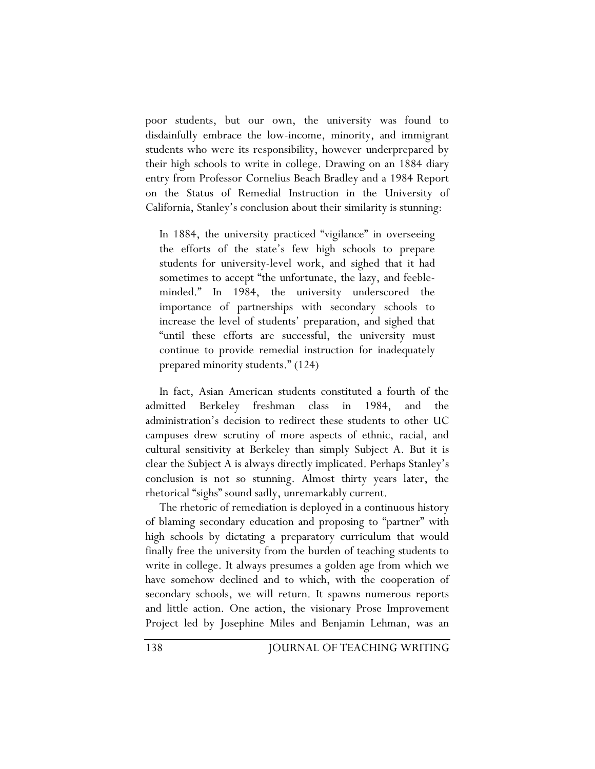poor students, but our own, the university was found to disdainfully embrace the low-income, minority, and immigrant students who were its responsibility, however underprepared by their high schools to write in college. Drawing on an 1884 diary entry from Professor Cornelius Beach Bradley and a 1984 Report on the Status of Remedial Instruction in the University of California, Stanley's conclusion about their similarity is stunning:

> In 1884, the university practiced "vigilance" in overseeing the efforts of the state's few high schools to prepare students for university-level work, and sighed that it had sometimes to accept "the unfortunate, the lazy, and feeble-minded." In 1984, the university underscored the importance of partnerships with secondary schools to increase the level of students' preparation, and sighed that "until these efforts are successful, the university must continue to provide remedial instruction for inadequately prepared minority students." (124)

In fact, Asian American students constituted a fourth of the admitted Berkeley freshman class in 1984, and the administration's decision to redirect these students to other UC campuses drew scrutiny of more aspects of ethnic, racial, and cultural sensitivity at Berkeley than simply Subject A. But it is clear the Subject A is always directly implicated. Perhaps Stanley's conclusion is not so stunning. Almost thirty years later, the rhetorical "sighs" sound sadly, unremarkably current.

The rhetoric of remediation is deployed in a continuous history of blaming secondary education and proposing to "partner" with high schools by dictating a preparatory curriculum that would finally free the university from the burden of teaching students to write in college. It always presumes a golden age from which we have somehow declined and to which, with the cooperation of secondary schools, we will return. It spawns numerous reports and little action. One action, the visionary Prose Improvement Project led by Josephine Miles and Benjamin Lehman, was an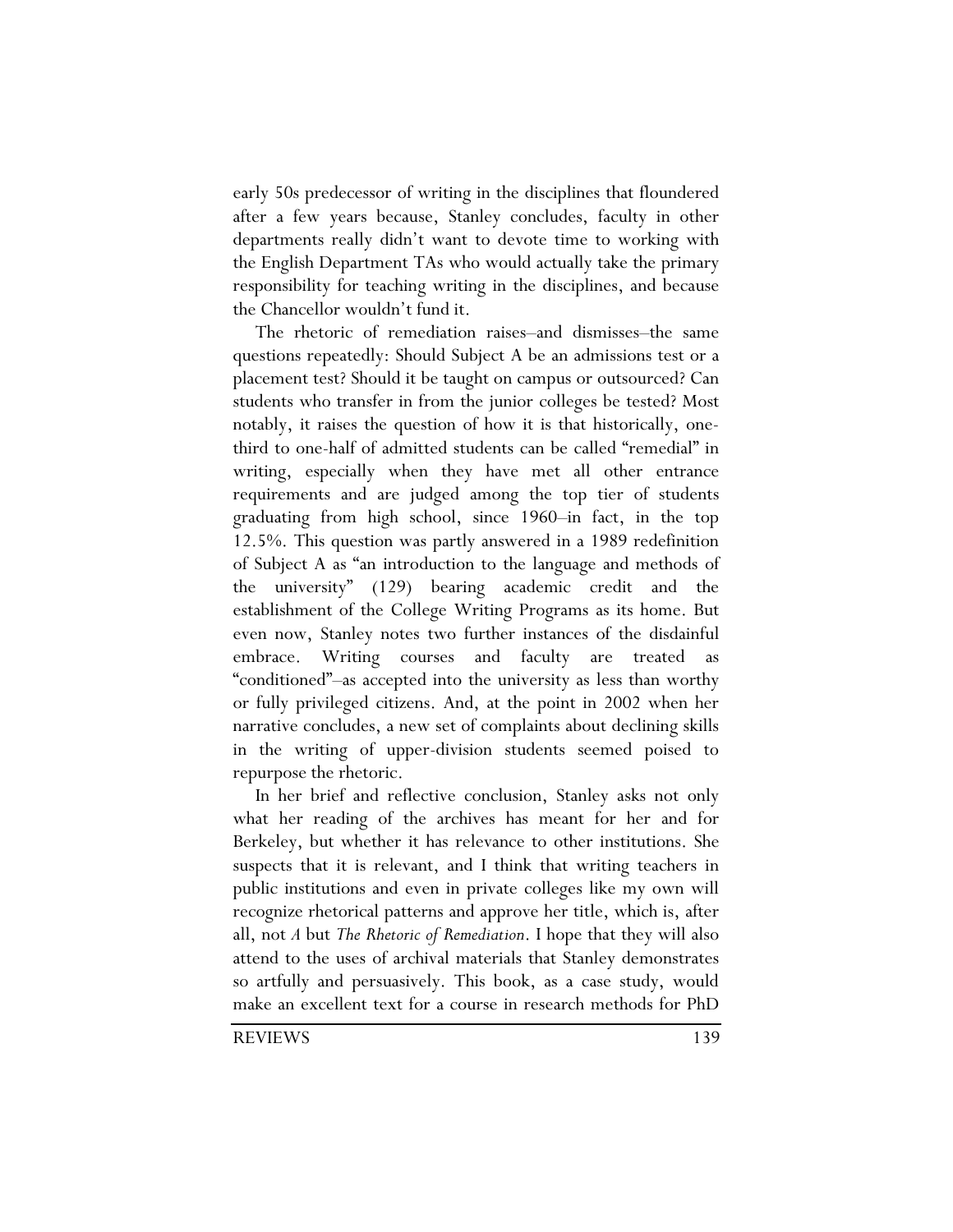early 50s predecessor of writing in the disciplines that floundered after a few years because, Stanley concludes, faculty in other departments really didn't want to devote time to working with the English Department TAs who would actually take the primary responsibility for teaching writing in the disciplines, and because the Chancellor wouldn't fund it.

The rhetoric of remediation raises–and dismisses–the same questions repeatedly: Should Subject A be an admissions test or a placement test? Should it be taught on campus or outsourced? Can students who transfer in from the junior colleges be tested? Most notably, it raises the question of how it is that historically, one-third to one-half of admitted students can be called "remedial" in writing, especially when they have met all other entrance requirements and are judged among the top tier of students graduating from high school, since 1960–in fact, in the top 12.5%. This question was partly answered in a 1989 redefinition of Subject A as "an introduction to the language and methods of the university" (129) bearing academic credit and the establishment of the College Writing Programs as its home. But even now, Stanley notes two further instances of the disdainful embrace. Writing courses and faculty are treated as "conditioned"–as accepted into the university as less than worthy or fully privileged citizens. And, at the point in 2002 when her narrative concludes, a new set of complaints about declining skills in the writing of upper-division students seemed poised to repurpose the rhetoric.

In her brief and reflective conclusion, Stanley asks not only what her reading of the archives has meant for her and for Berkeley, but whether it has relevance to other institutions. She suspects that it is relevant, and I think that writing teachers in public institutions and even in private colleges like my own will recognize rhetorical patterns and approve her title, which is, after all, not *A* but *The Rhetoric of Remediation*. I hope that they will also attend to the uses of archival materials that Stanley demonstrates so artfully and persuasively. This book, as a case study, would make an excellent text for a course in research methods for PhD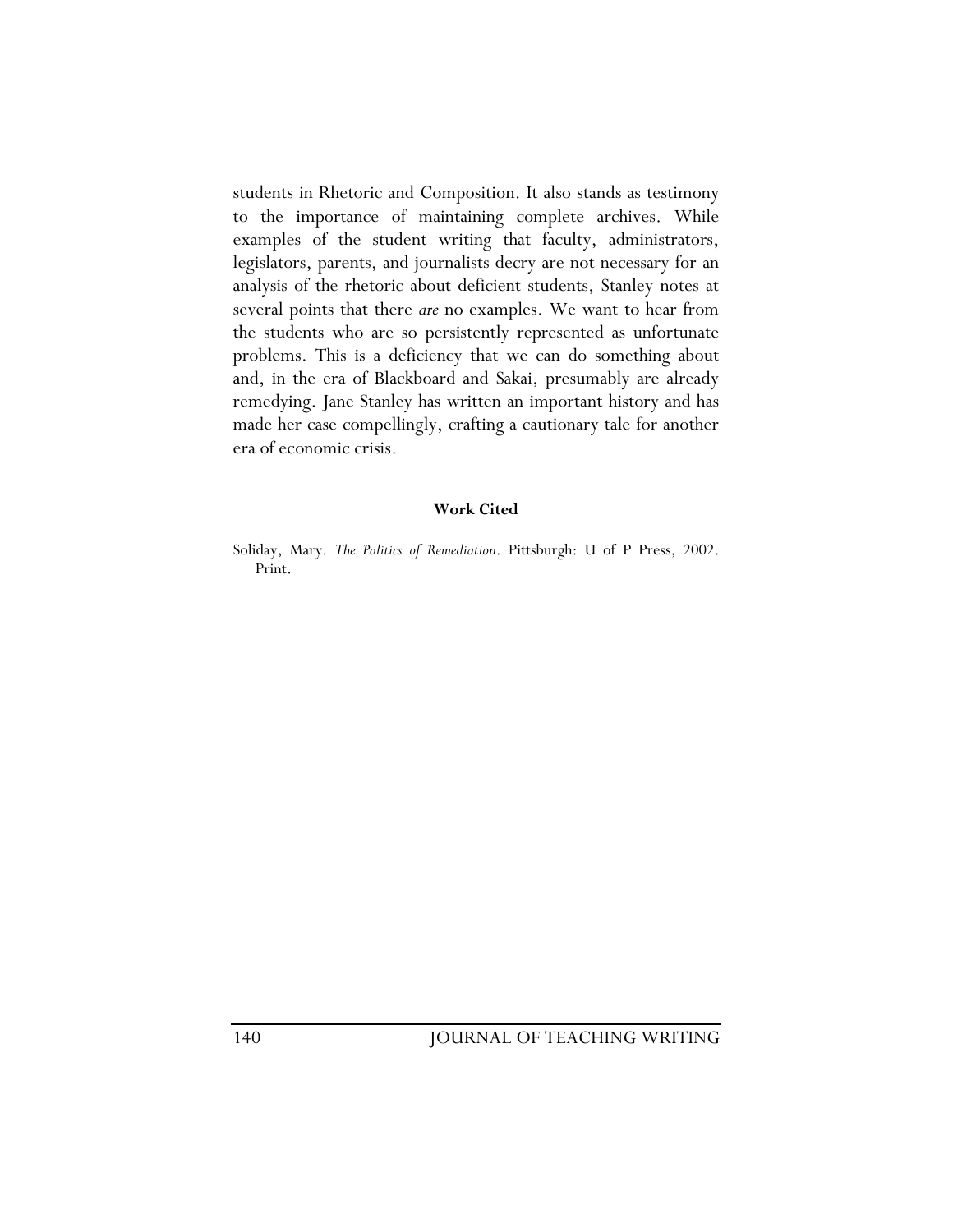students in Rhetoric and Composition. It also stands as testimony to the importance of maintaining complete archives. While examples of the student writing that faculty, administrators, legislators, parents, and journalists decry are not necessary for an analysis of the rhetoric about deficient students, Stanley notes at several points that there *are* no examples. We want to hear from the students who are so persistently represented as unfortunate problems. This is a deficiency that we can do something about and, in the era of Blackboard and Sakai, presumably are already remedying. Jane Stanley has written an important history and has made her case compellingly, crafting a cautionary tale for another era of economic crisis.

**Work Cited**

Soliday, Mary. *The Politics of Remediation*. Pittsburgh: U of P Press, 2002. Print.